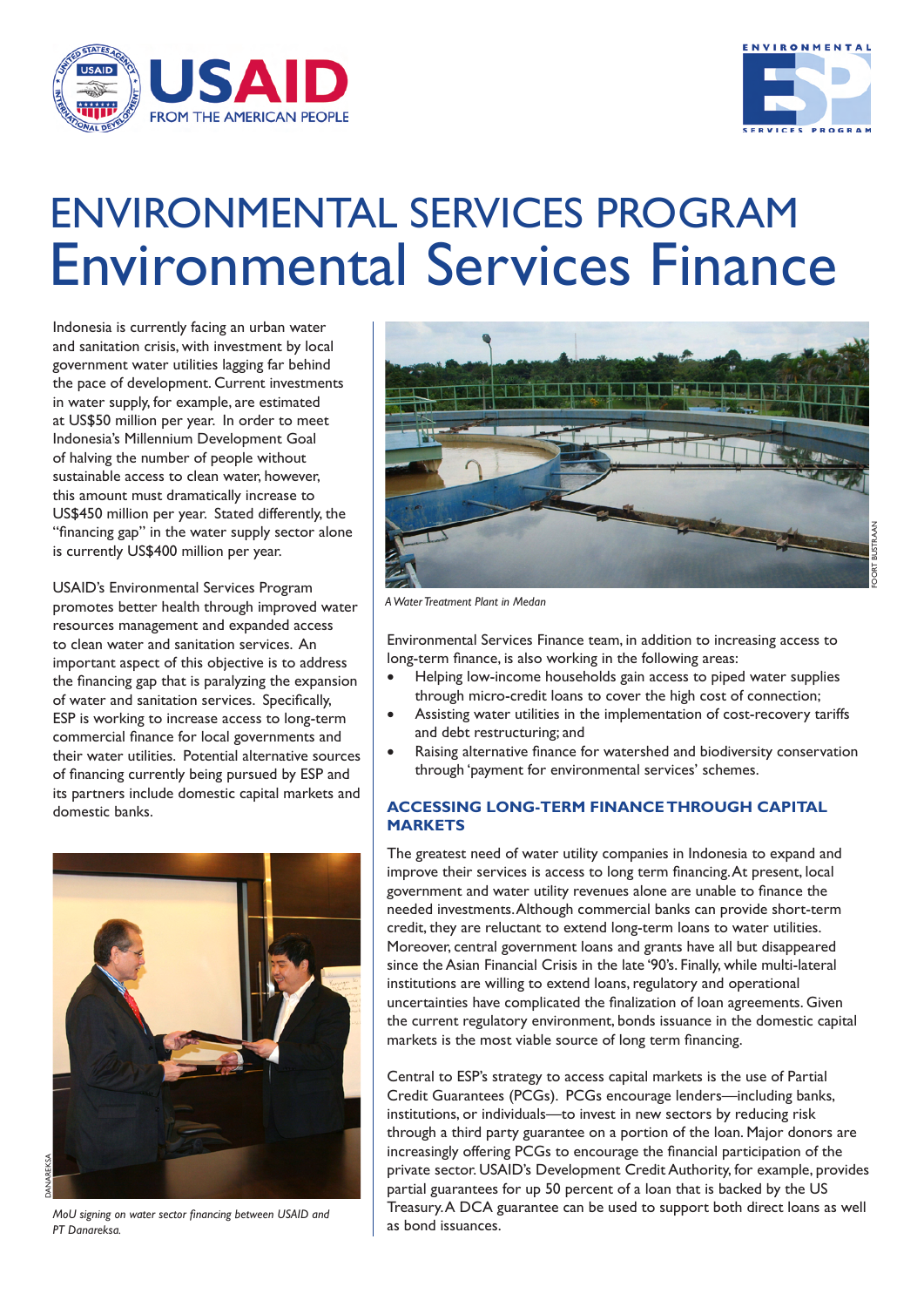# ENVIRONMENTAL SERVICES PROGRAM
# Environmental Services Finance

Indonesia is currently facing an urban water and sanitation crisis, with investment by local government water utilities lagging far behind the pace of development. Current investments in water supply, for example, are estimated at US$50 million per year. In order to meet Indonesia's Millennium Development Goal of halving the number of people without sustainable access to clean water, however, this amount must dramatically increase to US$450 million per year. Stated differently, the "financing gap" in the water supply sector alone is currently US$400 million per year.

USAID's Environmental Services Program promotes better health through improved water resources management and expanded access to clean water and sanitation services. An important aspect of this objective is to address the financing gap that is paralyzing the expansion of water and sanitation services. Specifically, ESP is working to increase access to long-term commercial finance for local governments and their water utilities. Potential alternative sources of financing currently being pursued by ESP and its partners include domestic capital markets and domestic banks.

*MoU signing on water sector financing between USAID and PT Danareksa.*

*A Water Treatment Plant in Medan*

Environmental Services Finance team, in addition to increasing access to long-term finance, is also working in the following areas:

- Helping low-income households gain access to piped water supplies through micro-credit loans to cover the high cost of connection;
- Assisting water utilities in the implementation of cost-recovery tariffs and debt restructuring; and
- Raising alternative finance for watershed and biodiversity conservation through 'payment for environmental services' schemes.

## ACCESSING LONG-TERM FINANCE THROUGH CAPITAL MARKETS

The greatest need of water utility companies in Indonesia to expand and improve their services is access to long term financing. At present, local government and water utility revenues alone are unable to finance the needed investments. Although commercial banks can provide short-term credit, they are reluctant to extend long-term loans to water utilities. Moreover, central government loans and grants have all but disappeared since the Asian Financial Crisis in the late '90's. Finally, while multi-lateral institutions are willing to extend loans, regulatory and operational uncertainties have complicated the finalization of loan agreements. Given the current regulatory environment, bonds issuance in the domestic capital markets is the most viable source of long term financing.

Central to ESP's strategy to access capital markets is the use of Partial Credit Guarantees (PCGs). PCGs encourage lenders—including banks, institutions, or individuals—to invest in new sectors by reducing risk through a third party guarantee on a portion of the loan. Major donors are increasingly offering PCGs to encourage the financial participation of the private sector. USAID's Development Credit Authority, for example, provides partial guarantees for up 50 percent of a loan that is backed by the US Treasury. A DCA guarantee can be used to support both direct loans as well as bond issuances.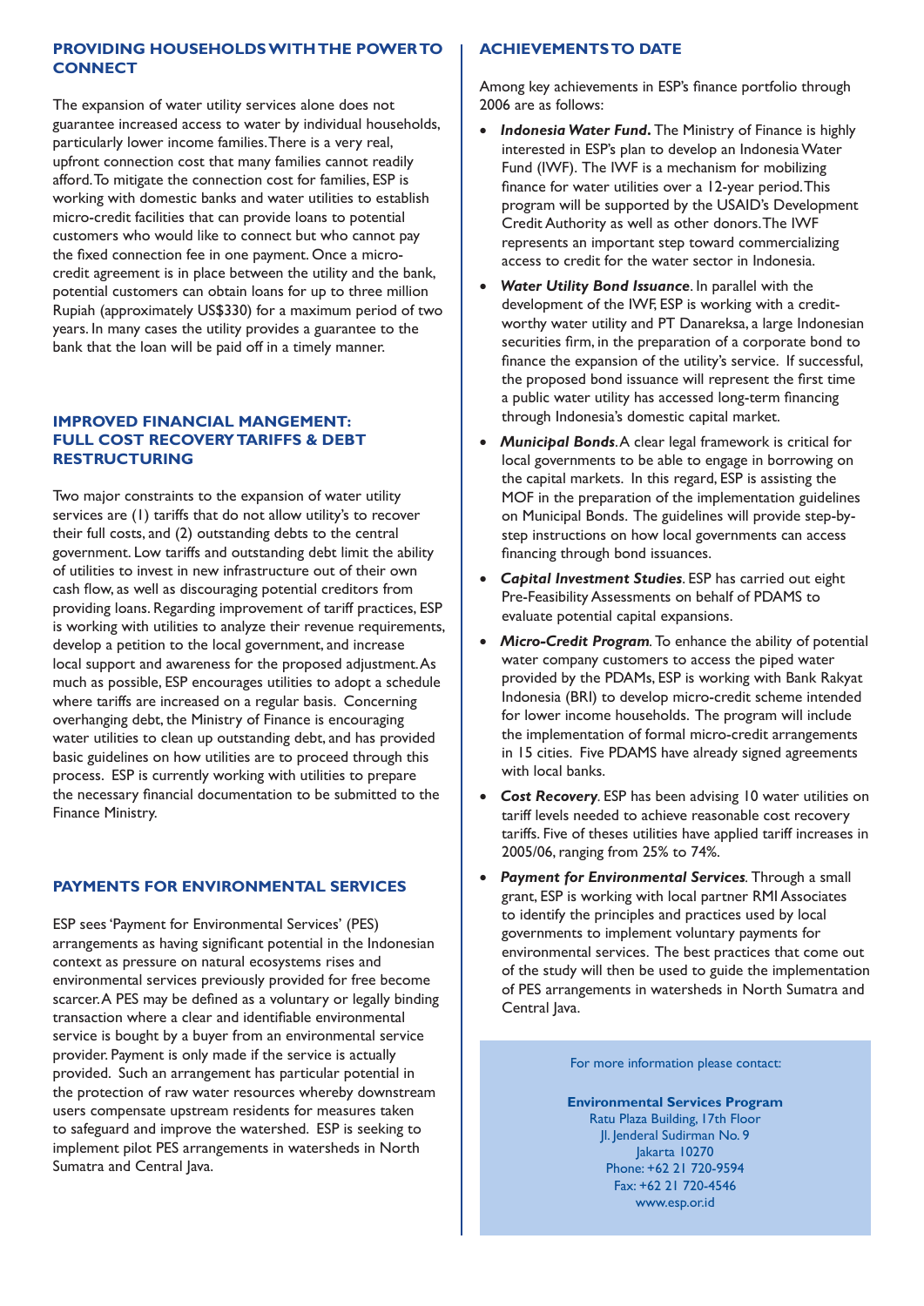## PROVIDING HOUSEHOLDS WITH THE POWER TO CONNECT

The expansion of water utility services alone does not guarantee increased access to water by individual households, particularly lower income families. There is a very real, upfront connection cost that many families cannot readily afford. To mitigate the connection cost for families, ESP is working with domestic banks and water utilities to establish micro-credit facilities that can provide loans to potential customers who would like to connect but who cannot pay the fixed connection fee in one payment. Once a micro-credit agreement is in place between the utility and the bank, potential customers can obtain loans for up to three million Rupiah (approximately US$330) for a maximum period of two years. In many cases the utility provides a guarantee to the bank that the loan will be paid off in a timely manner.

## IMPROVED FINANCIAL MANGEMENT: FULL COST RECOVERY TARIFFS & DEBT RESTRUCTURING

Two major constraints to the expansion of water utility services are (1) tariffs that do not allow utility's to recover their full costs, and (2) outstanding debts to the central government. Low tariffs and outstanding debt limit the ability of utilities to invest in new infrastructure out of their own cash flow, as well as discouraging potential creditors from providing loans. Regarding improvement of tariff practices, ESP is working with utilities to analyze their revenue requirements, develop a petition to the local government, and increase local support and awareness for the proposed adjustment. As much as possible, ESP encourages utilities to adopt a schedule where tariffs are increased on a regular basis. Concerning overhanging debt, the Ministry of Finance is encouraging water utilities to clean up outstanding debt, and has provided basic guidelines on how utilities are to proceed through this process. ESP is currently working with utilities to prepare the necessary financial documentation to be submitted to the Finance Ministry.

## PAYMENTS FOR ENVIRONMENTAL SERVICES

ESP sees 'Payment for Environmental Services' (PES) arrangements as having significant potential in the Indonesian context as pressure on natural ecosystems rises and environmental services previously provided for free become scarcer. A PES may be defined as a voluntary or legally binding transaction where a clear and identifiable environmental service is bought by a buyer from an environmental service provider. Payment is only made if the service is actually provided. Such an arrangement has particular potential in the protection of raw water resources whereby downstream users compensate upstream residents for measures taken to safeguard and improve the watershed. ESP is seeking to implement pilot PES arrangements in watersheds in North Sumatra and Central Java.

## ACHIEVEMENTS TO DATE

Among key achievements in ESP's finance portfolio through 2006 are as follows:

- ***Indonesia Water Fund***. The Ministry of Finance is highly interested in ESP's plan to develop an Indonesia Water Fund (IWF). The IWF is a mechanism for mobilizing finance for water utilities over a 12-year period. This program will be supported by the USAID's Development Credit Authority as well as other donors. The IWF represents an important step toward commercializing access to credit for the water sector in Indonesia.
- ***Water Utility Bond Issuance***. In parallel with the development of the IWF, ESP is working with a credit-worthy water utility and PT Danareksa, a large Indonesian securities firm, in the preparation of a corporate bond to finance the expansion of the utility's service. If successful, the proposed bond issuance will represent the first time a public water utility has accessed long-term financing through Indonesia's domestic capital market.
- ***Municipal Bonds***. A clear legal framework is critical for local governments to be able to engage in borrowing on the capital markets. In this regard, ESP is assisting the MOF in the preparation of the implementation guidelines on Municipal Bonds. The guidelines will provide step-by-step instructions on how local governments can access financing through bond issuances.
- ***Capital Investment Studies***. ESP has carried out eight Pre-Feasibility Assessments on behalf of PDAMS to evaluate potential capital expansions.
- ***Micro-Credit Program***. To enhance the ability of potential water company customers to access the piped water provided by the PDAMs, ESP is working with Bank Rakyat Indonesia (BRI) to develop micro-credit scheme intended for lower income households. The program will include the implementation of formal micro-credit arrangements in 15 cities. Five PDAMS have already signed agreements with local banks.
- ***Cost Recovery***. ESP has been advising 10 water utilities on tariff levels needed to achieve reasonable cost recovery tariffs. Five of theses utilities have applied tariff increases in 2005/06, ranging from 25% to 74%.
- ***Payment for Environmental Services***. Through a small grant, ESP is working with local partner RMI Associates to identify the principles and practices used by local governments to implement voluntary payments for environmental services. The best practices that come out of the study will then be used to guide the implementation of PES arrangements in watersheds in North Sumatra and Central Java.

For more information please contact:

**Environmental Services Program**
Ratu Plaza Building, 17th Floor
Jl. Jenderal Sudirman No. 9
Jakarta 10270
Phone: +62 21 720-9594
Fax: +62 21 720-4546
www.esp.or.id